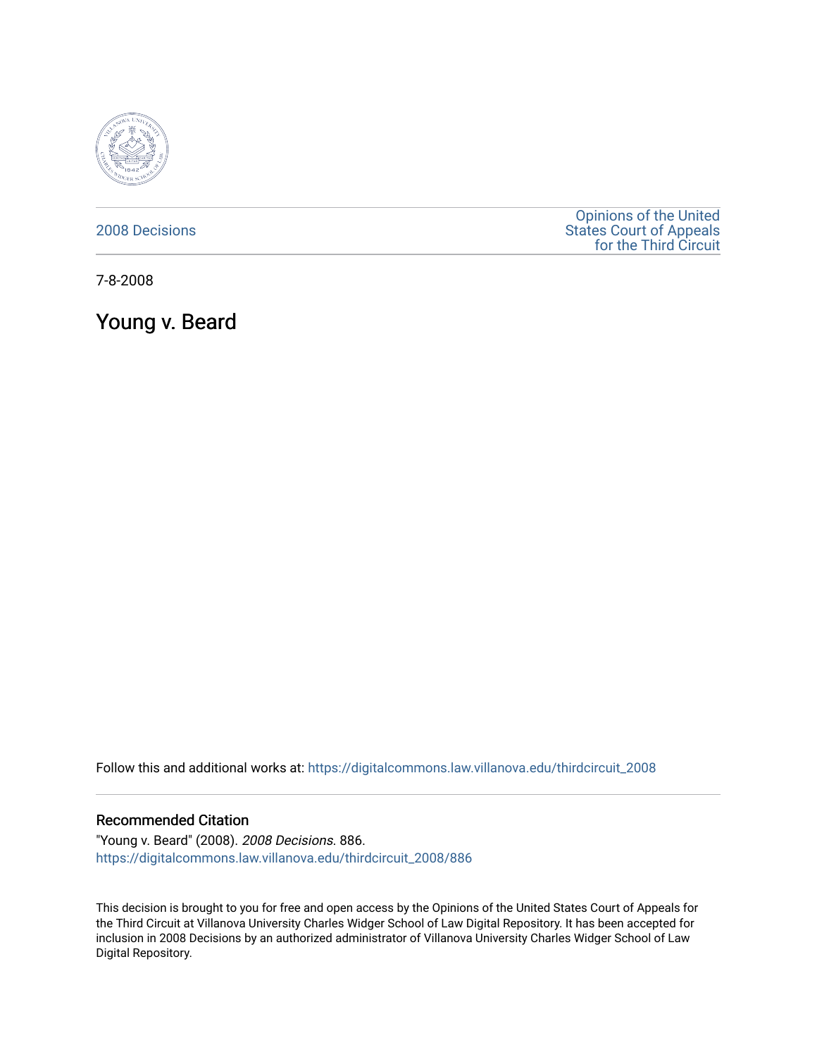2008 Decisions

Opinions of the United States Court of Appeals for the Third Circuit

7-8-2008

# Young v. Beard

Follow this and additional works at: https://digitalcommons.law.villanova.edu/thirdcircuit_2008

## Recommended Citation

"Young v. Beard" (2008). *2008 Decisions*. 886.
https://digitalcommons.law.villanova.edu/thirdcircuit_2008/886

This decision is brought to you for free and open access by the Opinions of the United States Court of Appeals for the Third Circuit at Villanova University Charles Widger School of Law Digital Repository. It has been accepted for inclusion in 2008 Decisions by an authorized administrator of Villanova University Charles Widger School of Law Digital Repository.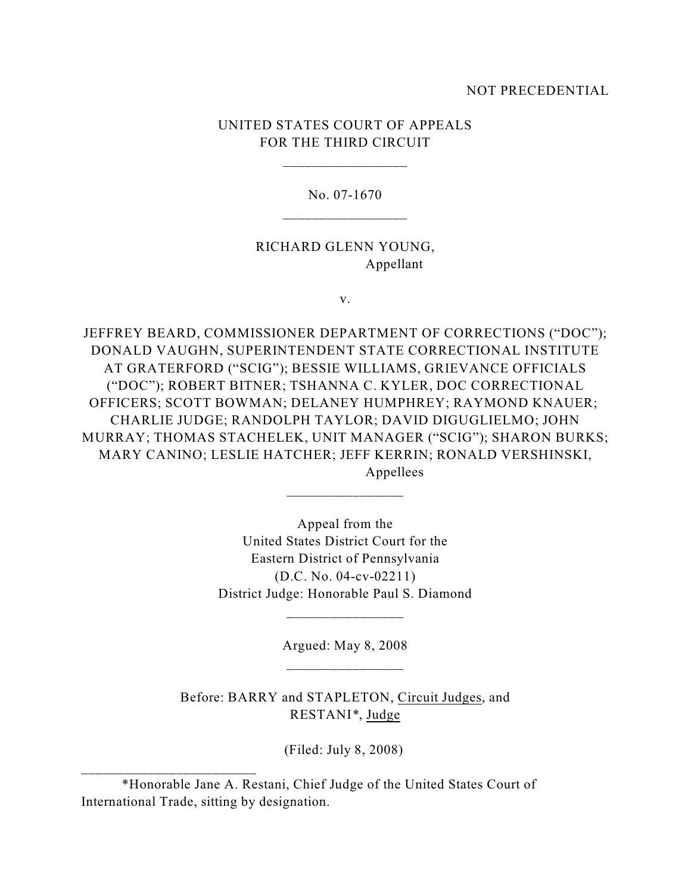NOT PRECEDENTIAL

UNITED STATES COURT OF APPEALS
FOR THE THIRD CIRCUIT

\_\_\_\_\_\_\_\_\_\_\_\_\_\_\_\_

No. 07-1670

\_\_\_\_\_\_\_\_\_\_\_\_\_\_\_\_

RICHARD GLENN YOUNG,
Appellant

v.

JEFFREY BEARD, COMMISSIONER DEPARTMENT OF CORRECTIONS ("DOC"); DONALD VAUGHN, SUPERINTENDENT STATE CORRECTIONAL INSTITUTE AT GRATERFORD ("SCIG"); BESSIE WILLIAMS, GRIEVANCE OFFICIALS ("DOC"); ROBERT BITNER; TSHANNA C. KYLER, DOC CORRECTIONAL OFFICERS; SCOTT BOWMAN; DELANEY HUMPHREY; RAYMOND KNAUER; CHARLIE JUDGE; RANDOLPH TAYLOR; DAVID DIGUGLIELMO; JOHN MURRAY; THOMAS STACHELEK, UNIT MANAGER ("SCIG"); SHARON BURKS; MARY CANINO; LESLIE HATCHER; JEFF KERRIN; RONALD VERSHINSKI,
Appellees

\_\_\_\_\_\_\_\_\_\_\_\_\_\_\_\_

Appeal from the
United States District Court for the
Eastern District of Pennsylvania
(D.C. No. 04-cv-02211)
District Judge: Honorable Paul S. Diamond

\_\_\_\_\_\_\_\_\_\_\_\_\_\_\_\_

Argued: May 8, 2008

\_\_\_\_\_\_\_\_\_\_\_\_\_\_\_\_

Before: BARRY and STAPLETON, Circuit Judges, and
RESTANI*, Judge

(Filed: July 8, 2008)

\_\_\_\_\_\_\_\_\_\_\_\_\_\_\_\_\_\_\_\_\_\_\_\_\_

*Honorable Jane A. Restani, Chief Judge of the United States Court of International Trade, sitting by designation.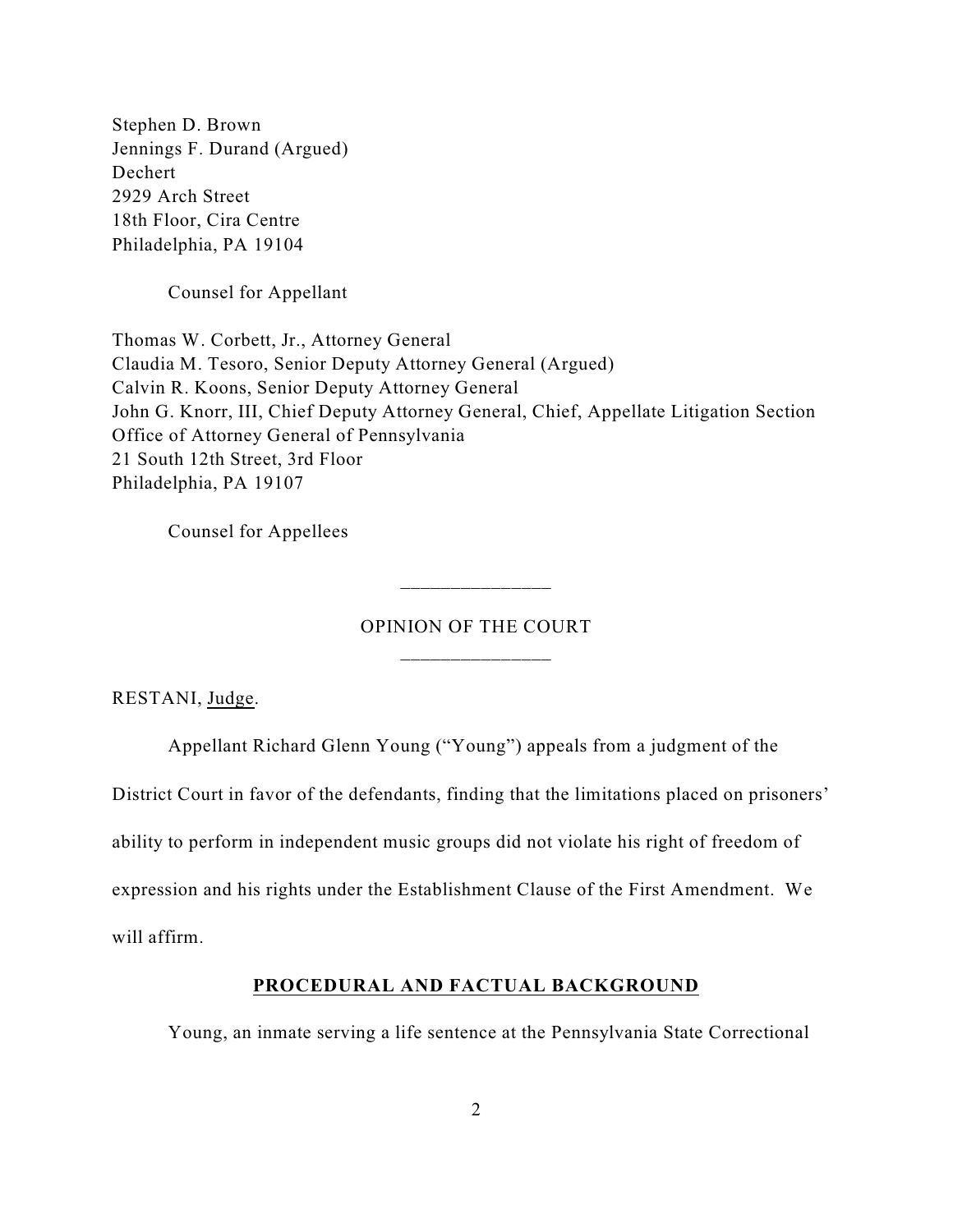Stephen D. Brown
Jennings F. Durand (Argued)
Dechert
2929 Arch Street
18th Floor, Cira Centre
Philadelphia, PA 19104

Counsel for Appellant

Thomas W. Corbett, Jr., Attorney General
Claudia M. Tesoro, Senior Deputy Attorney General (Argued)
Calvin R. Koons, Senior Deputy Attorney General
John G. Knorr, III, Chief Deputy Attorney General, Chief, Appellate Litigation Section
Office of Attorney General of Pennsylvania
21 South 12th Street, 3rd Floor
Philadelphia, PA 19107

Counsel for Appellees

---

## OPINION OF THE COURT

---

RESTANI, Judge.

Appellant Richard Glenn Young ("Young") appeals from a judgment of the District Court in favor of the defendants, finding that the limitations placed on prisoners' ability to perform in independent music groups did not violate his right of freedom of expression and his rights under the Establishment Clause of the First Amendment. We will affirm.

### **PROCEDURAL AND FACTUAL BACKGROUND**

Young, an inmate serving a life sentence at the Pennsylvania State Correctional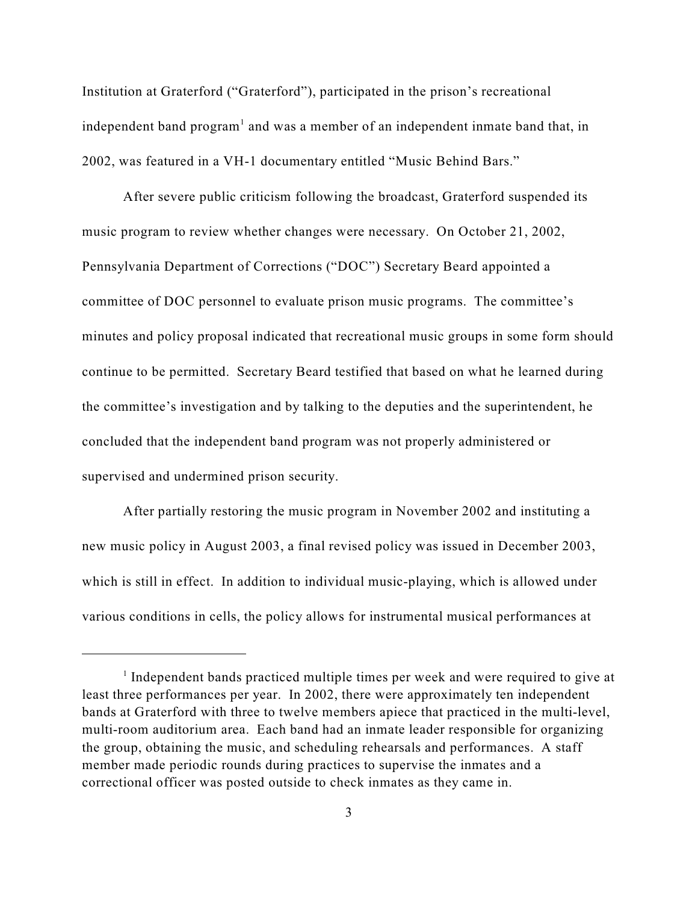Institution at Graterford ("Graterford"), participated in the prison's recreational independent band program[1] and was a member of an independent inmate band that, in 2002, was featured in a VH-1 documentary entitled "Music Behind Bars."

After severe public criticism following the broadcast, Graterford suspended its music program to review whether changes were necessary. On October 21, 2002, Pennsylvania Department of Corrections ("DOC") Secretary Beard appointed a committee of DOC personnel to evaluate prison music programs. The committee's minutes and policy proposal indicated that recreational music groups in some form should continue to be permitted. Secretary Beard testified that based on what he learned during the committee's investigation and by talking to the deputies and the superintendent, he concluded that the independent band program was not properly administered or supervised and undermined prison security.

After partially restoring the music program in November 2002 and instituting a new music policy in August 2003, a final revised policy was issued in December 2003, which is still in effect. In addition to individual music-playing, which is allowed under various conditions in cells, the policy allows for instrumental musical performances at

---

[1] Independent bands practiced multiple times per week and were required to give at least three performances per year. In 2002, there were approximately ten independent bands at Graterford with three to twelve members apiece that practiced in the multi-level, multi-room auditorium area. Each band had an inmate leader responsible for organizing the group, obtaining the music, and scheduling rehearsals and performances. A staff member made periodic rounds during practices to supervise the inmates and a correctional officer was posted outside to check inmates as they came in.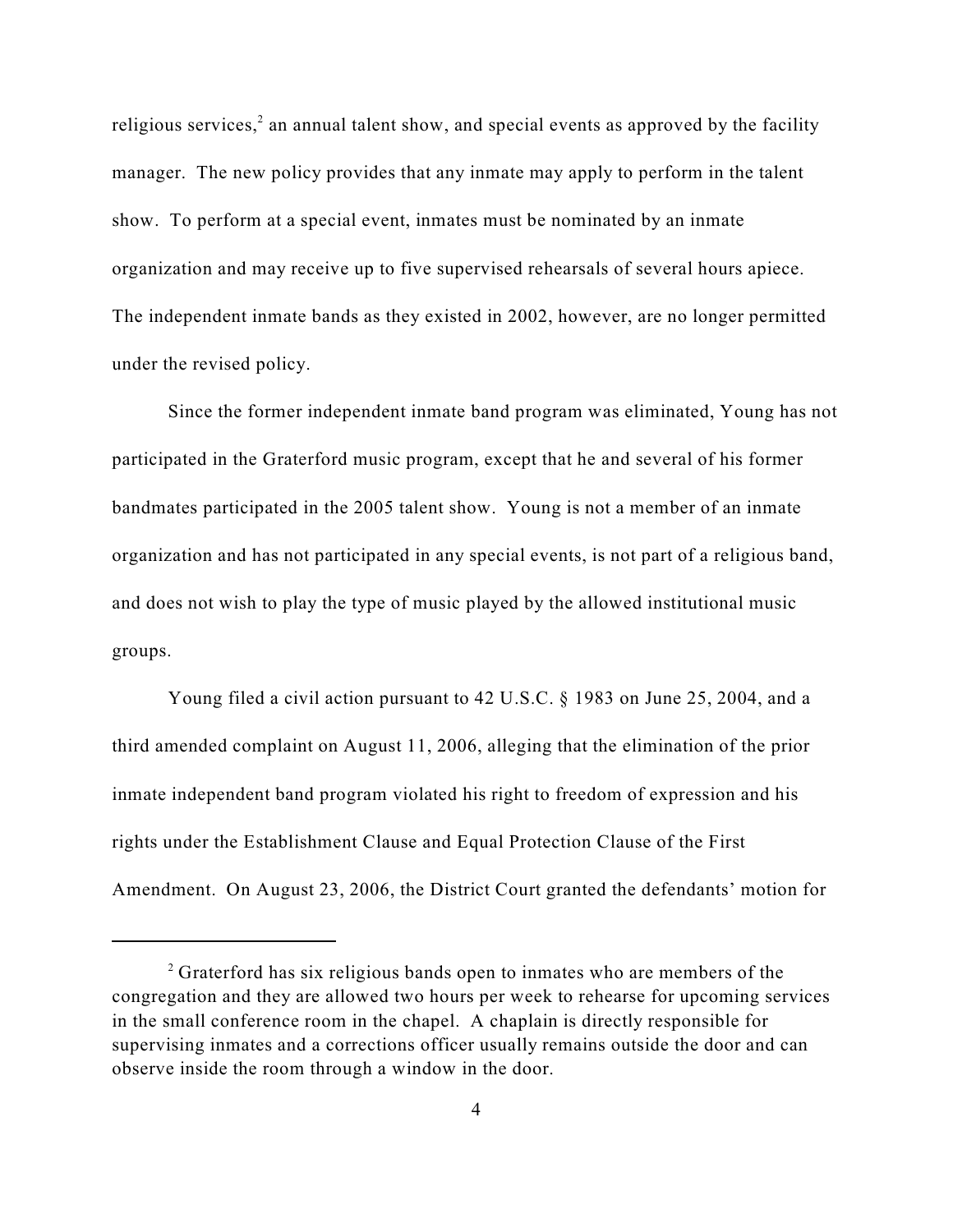religious services,[2] an annual talent show, and special events as approved by the facility manager. The new policy provides that any inmate may apply to perform in the talent show. To perform at a special event, inmates must be nominated by an inmate organization and may receive up to five supervised rehearsals of several hours apiece. The independent inmate bands as they existed in 2002, however, are no longer permitted under the revised policy.

Since the former independent inmate band program was eliminated, Young has not participated in the Graterford music program, except that he and several of his former bandmates participated in the 2005 talent show. Young is not a member of an inmate organization and has not participated in any special events, is not part of a religious band, and does not wish to play the type of music played by the allowed institutional music groups.

Young filed a civil action pursuant to 42 U.S.C. § 1983 on June 25, 2004, and a third amended complaint on August 11, 2006, alleging that the elimination of the prior inmate independent band program violated his right to freedom of expression and his rights under the Establishment Clause and Equal Protection Clause of the First Amendment. On August 23, 2006, the District Court granted the defendants' motion for

---

[2] Graterford has six religious bands open to inmates who are members of the congregation and they are allowed two hours per week to rehearse for upcoming services in the small conference room in the chapel. A chaplain is directly responsible for supervising inmates and a corrections officer usually remains outside the door and can observe inside the room through a window in the door.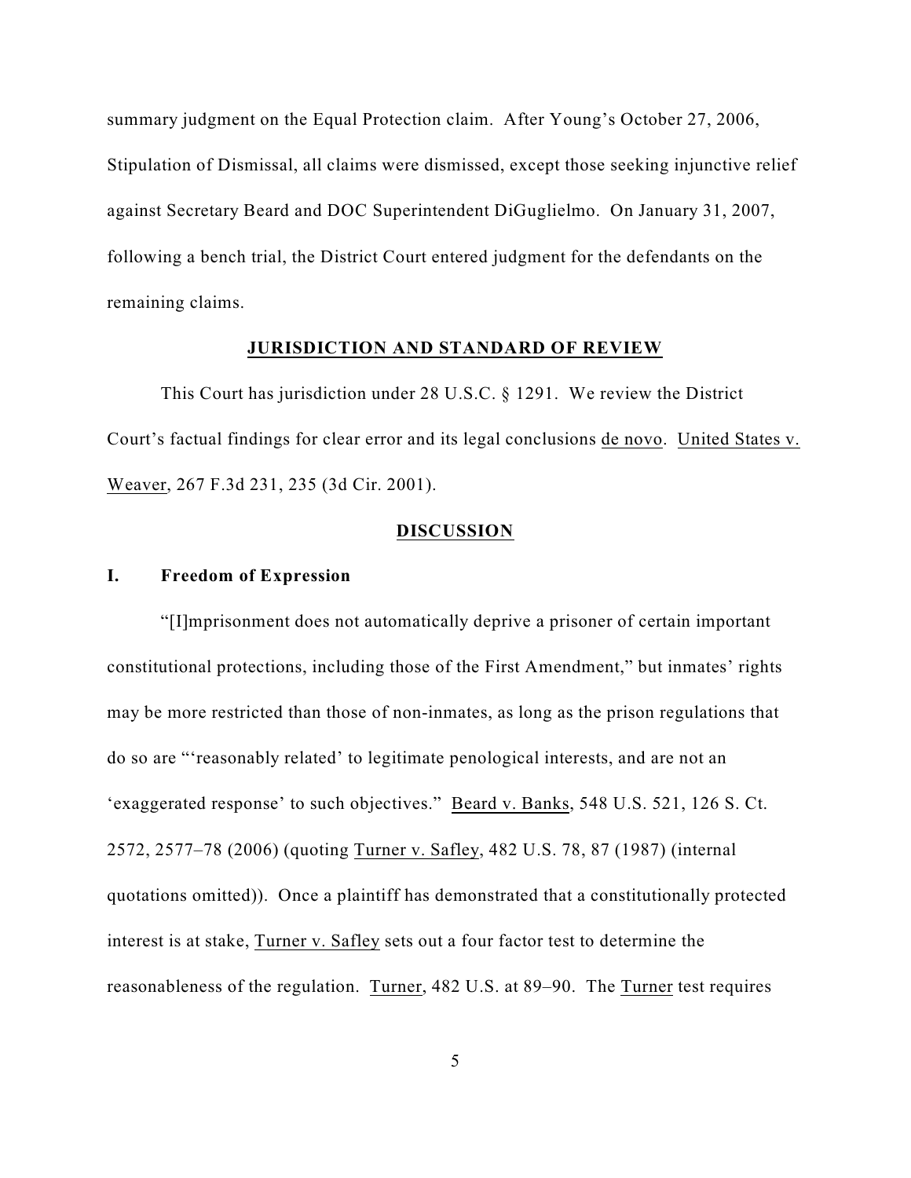summary judgment on the Equal Protection claim. After Young's October 27, 2006, Stipulation of Dismissal, all claims were dismissed, except those seeking injunctive relief against Secretary Beard and DOC Superintendent DiGuglielmo. On January 31, 2007, following a bench trial, the District Court entered judgment for the defendants on the remaining claims.

## JURISDICTION AND STANDARD OF REVIEW

This Court has jurisdiction under 28 U.S.C. § 1291. We review the District Court's factual findings for clear error and its legal conclusions de novo. United States v. Weaver, 267 F.3d 231, 235 (3d Cir. 2001).

## DISCUSSION

### I. Freedom of Expression

"[I]mprisonment does not automatically deprive a prisoner of certain important constitutional protections, including those of the First Amendment," but inmates' rights may be more restricted than those of non-inmates, as long as the prison regulations that do so are "'reasonably related' to legitimate penological interests, and are not an 'exaggerated response' to such objectives." Beard v. Banks, 548 U.S. 521, 126 S. Ct. 2572, 2577–78 (2006) (quoting Turner v. Safley, 482 U.S. 78, 87 (1987) (internal quotations omitted)). Once a plaintiff has demonstrated that a constitutionally protected interest is at stake, Turner v. Safley sets out a four factor test to determine the reasonableness of the regulation. Turner, 482 U.S. at 89–90. The Turner test requires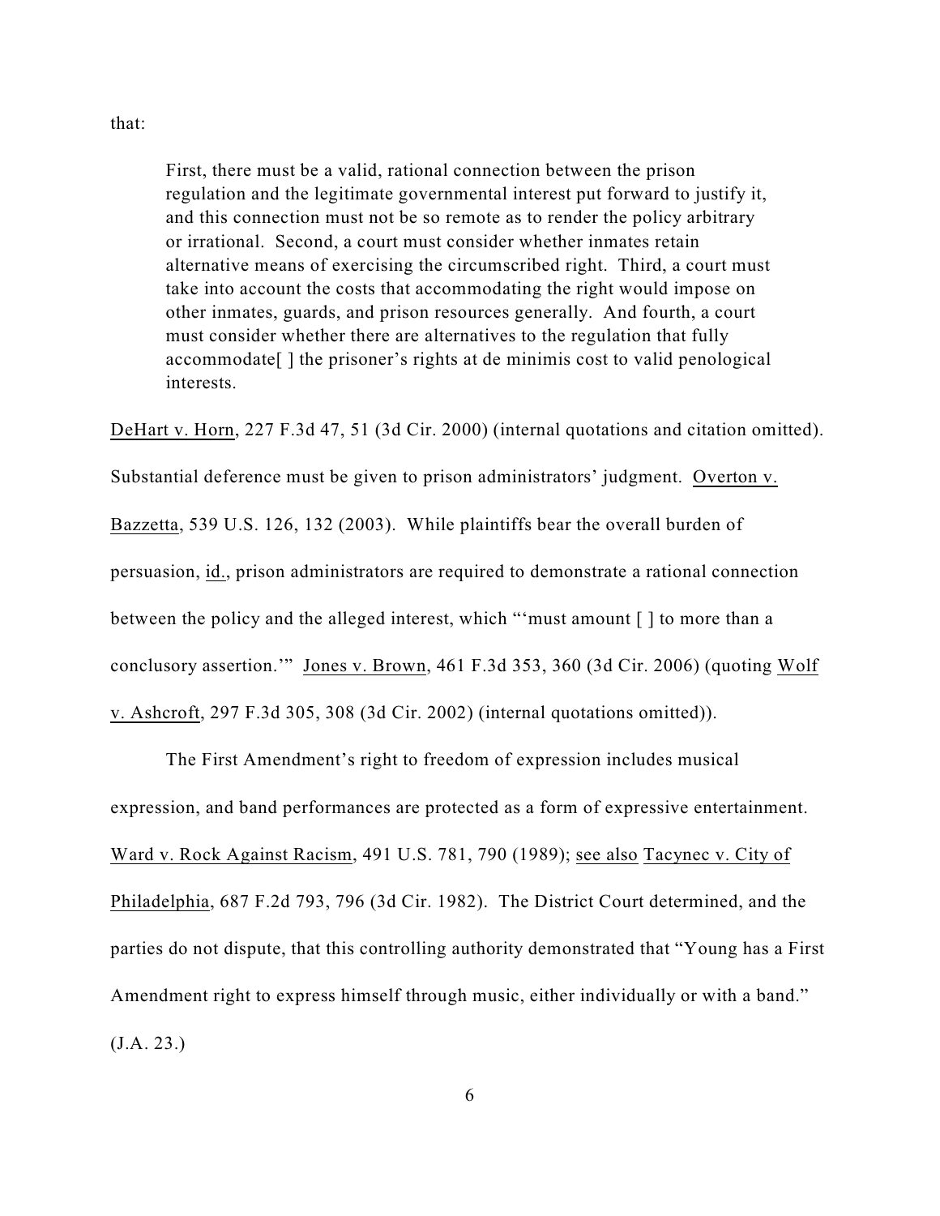that:

> First, there must be a valid, rational connection between the prison regulation and the legitimate governmental interest put forward to justify it, and this connection must not be so remote as to render the policy arbitrary or irrational. Second, a court must consider whether inmates retain alternative means of exercising the circumscribed right. Third, a court must take into account the costs that accommodating the right would impose on other inmates, guards, and prison resources generally. And fourth, a court must consider whether there are alternatives to the regulation that fully accommodate[ ] the prisoner's rights at de minimis cost to valid penological interests.

DeHart v. Horn, 227 F.3d 47, 51 (3d Cir. 2000) (internal quotations and citation omitted). Substantial deference must be given to prison administrators' judgment. Overton v. Bazzetta, 539 U.S. 126, 132 (2003). While plaintiffs bear the overall burden of persuasion, id., prison administrators are required to demonstrate a rational connection between the policy and the alleged interest, which "'must amount [ ] to more than a conclusory assertion.'" Jones v. Brown, 461 F.3d 353, 360 (3d Cir. 2006) (quoting Wolf v. Ashcroft, 297 F.3d 305, 308 (3d Cir. 2002) (internal quotations omitted)).

The First Amendment's right to freedom of expression includes musical expression, and band performances are protected as a form of expressive entertainment. Ward v. Rock Against Racism, 491 U.S. 781, 790 (1989); see also Tacynec v. City of Philadelphia, 687 F.2d 793, 796 (3d Cir. 1982). The District Court determined, and the parties do not dispute, that this controlling authority demonstrated that "Young has a First Amendment right to express himself through music, either individually or with a band." (J.A. 23.)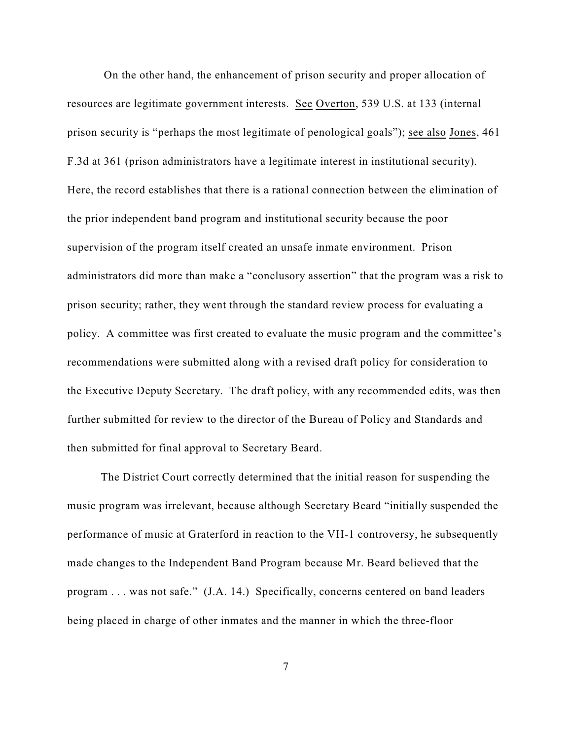On the other hand, the enhancement of prison security and proper allocation of resources are legitimate government interests. See Overton, 539 U.S. at 133 (internal prison security is "perhaps the most legitimate of penological goals"); see also Jones, 461 F.3d at 361 (prison administrators have a legitimate interest in institutional security). Here, the record establishes that there is a rational connection between the elimination of the prior independent band program and institutional security because the poor supervision of the program itself created an unsafe inmate environment. Prison administrators did more than make a "conclusory assertion" that the program was a risk to prison security; rather, they went through the standard review process for evaluating a policy. A committee was first created to evaluate the music program and the committee's recommendations were submitted along with a revised draft policy for consideration to the Executive Deputy Secretary. The draft policy, with any recommended edits, was then further submitted for review to the director of the Bureau of Policy and Standards and then submitted for final approval to Secretary Beard.

The District Court correctly determined that the initial reason for suspending the music program was irrelevant, because although Secretary Beard "initially suspended the performance of music at Graterford in reaction to the VH-1 controversy, he subsequently made changes to the Independent Band Program because Mr. Beard believed that the program . . . was not safe." (J.A. 14.) Specifically, concerns centered on band leaders being placed in charge of other inmates and the manner in which the three-floor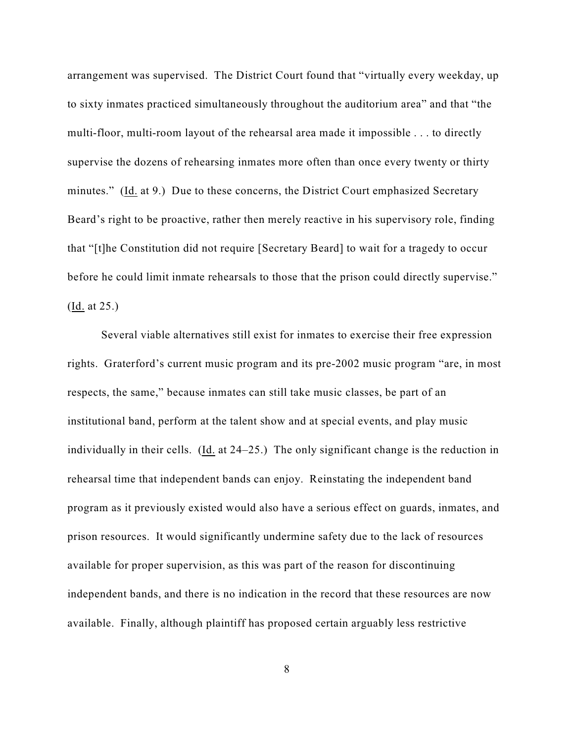arrangement was supervised. The District Court found that "virtually every weekday, up to sixty inmates practiced simultaneously throughout the auditorium area" and that "the multi-floor, multi-room layout of the rehearsal area made it impossible . . . to directly supervise the dozens of rehearsing inmates more often than once every twenty or thirty minutes." (Id. at 9.) Due to these concerns, the District Court emphasized Secretary Beard's right to be proactive, rather then merely reactive in his supervisory role, finding that "[t]he Constitution did not require [Secretary Beard] to wait for a tragedy to occur before he could limit inmate rehearsals to those that the prison could directly supervise." (Id. at 25.)

Several viable alternatives still exist for inmates to exercise their free expression rights. Graterford's current music program and its pre-2002 music program "are, in most respects, the same," because inmates can still take music classes, be part of an institutional band, perform at the talent show and at special events, and play music individually in their cells. (Id. at 24–25.) The only significant change is the reduction in rehearsal time that independent bands can enjoy. Reinstating the independent band program as it previously existed would also have a serious effect on guards, inmates, and prison resources. It would significantly undermine safety due to the lack of resources available for proper supervision, as this was part of the reason for discontinuing independent bands, and there is no indication in the record that these resources are now available. Finally, although plaintiff has proposed certain arguably less restrictive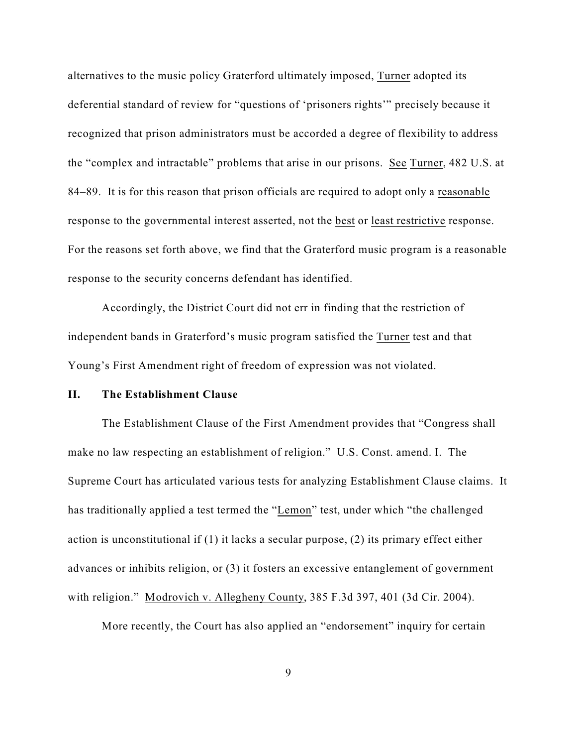alternatives to the music policy Graterford ultimately imposed, Turner adopted its deferential standard of review for "questions of 'prisoners rights'" precisely because it recognized that prison administrators must be accorded a degree of flexibility to address the "complex and intractable" problems that arise in our prisons. See Turner, 482 U.S. at 84–89. It is for this reason that prison officials are required to adopt only a reasonable response to the governmental interest asserted, not the best or least restrictive response. For the reasons set forth above, we find that the Graterford music program is a reasonable response to the security concerns defendant has identified.

Accordingly, the District Court did not err in finding that the restriction of independent bands in Graterford's music program satisfied the Turner test and that Young's First Amendment right of freedom of expression was not violated.

## II. The Establishment Clause

The Establishment Clause of the First Amendment provides that "Congress shall make no law respecting an establishment of religion." U.S. Const. amend. I. The Supreme Court has articulated various tests for analyzing Establishment Clause claims. It has traditionally applied a test termed the "Lemon" test, under which "the challenged action is unconstitutional if (1) it lacks a secular purpose, (2) its primary effect either advances or inhibits religion, or (3) it fosters an excessive entanglement of government with religion." Modrovich v. Allegheny County, 385 F.3d 397, 401 (3d Cir. 2004).

More recently, the Court has also applied an "endorsement" inquiry for certain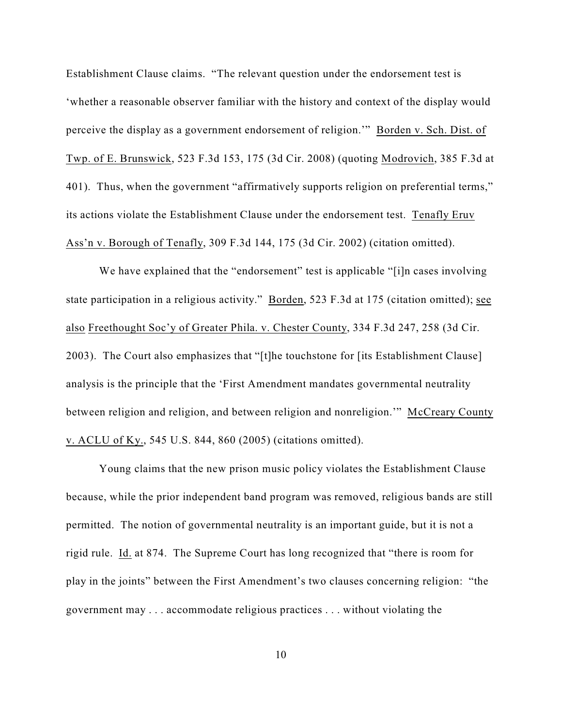Establishment Clause claims. "The relevant question under the endorsement test is 'whether a reasonable observer familiar with the history and context of the display would perceive the display as a government endorsement of religion.'" Borden v. Sch. Dist. of Twp. of E. Brunswick, 523 F.3d 153, 175 (3d Cir. 2008) (quoting Modrovich, 385 F.3d at 401). Thus, when the government "affirmatively supports religion on preferential terms," its actions violate the Establishment Clause under the endorsement test. Tenafly Eruv Ass'n v. Borough of Tenafly, 309 F.3d 144, 175 (3d Cir. 2002) (citation omitted).

We have explained that the "endorsement" test is applicable "[i]n cases involving state participation in a religious activity." Borden, 523 F.3d at 175 (citation omitted); see also Freethought Soc'y of Greater Phila. v. Chester County, 334 F.3d 247, 258 (3d Cir. 2003). The Court also emphasizes that "[t]he touchstone for [its Establishment Clause] analysis is the principle that the 'First Amendment mandates governmental neutrality between religion and religion, and between religion and nonreligion.'" McCreary County v. ACLU of Ky., 545 U.S. 844, 860 (2005) (citations omitted).

Young claims that the new prison music policy violates the Establishment Clause because, while the prior independent band program was removed, religious bands are still permitted. The notion of governmental neutrality is an important guide, but it is not a rigid rule. Id. at 874. The Supreme Court has long recognized that "there is room for play in the joints" between the First Amendment's two clauses concerning religion: "the government may . . . accommodate religious practices . . . without violating the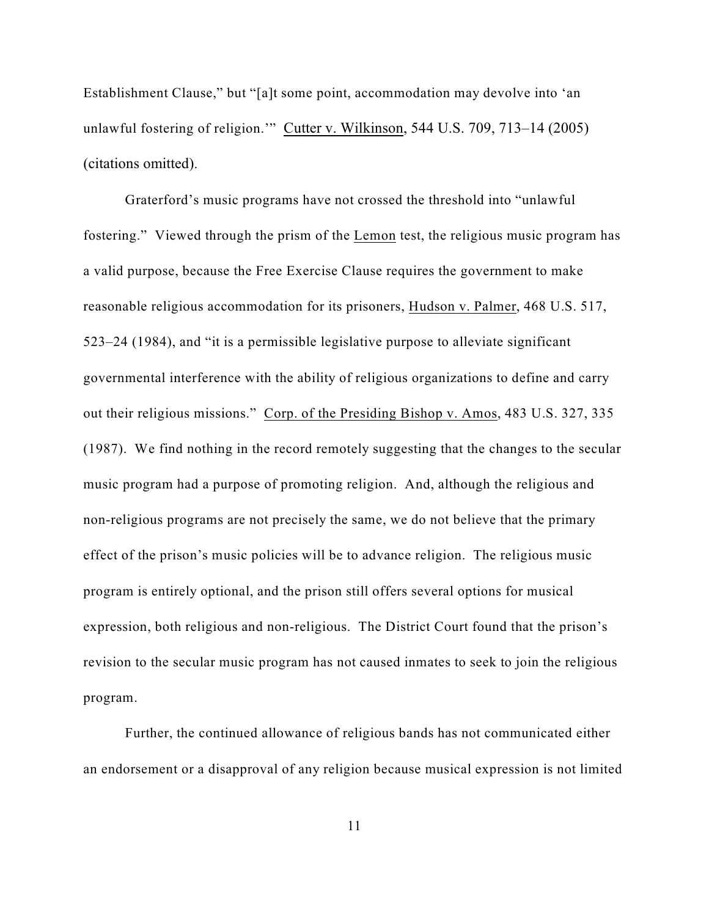Establishment Clause," but "[a]t some point, accommodation may devolve into 'an unlawful fostering of religion.'" Cutter v. Wilkinson, 544 U.S. 709, 713–14 (2005) (citations omitted).

Graterford's music programs have not crossed the threshold into "unlawful fostering." Viewed through the prism of the Lemon test, the religious music program has a valid purpose, because the Free Exercise Clause requires the government to make reasonable religious accommodation for its prisoners, Hudson v. Palmer, 468 U.S. 517, 523–24 (1984), and "it is a permissible legislative purpose to alleviate significant governmental interference with the ability of religious organizations to define and carry out their religious missions." Corp. of the Presiding Bishop v. Amos, 483 U.S. 327, 335 (1987). We find nothing in the record remotely suggesting that the changes to the secular music program had a purpose of promoting religion. And, although the religious and non-religious programs are not precisely the same, we do not believe that the primary effect of the prison's music policies will be to advance religion. The religious music program is entirely optional, and the prison still offers several options for musical expression, both religious and non-religious. The District Court found that the prison's revision to the secular music program has not caused inmates to seek to join the religious program.

Further, the continued allowance of religious bands has not communicated either an endorsement or a disapproval of any religion because musical expression is not limited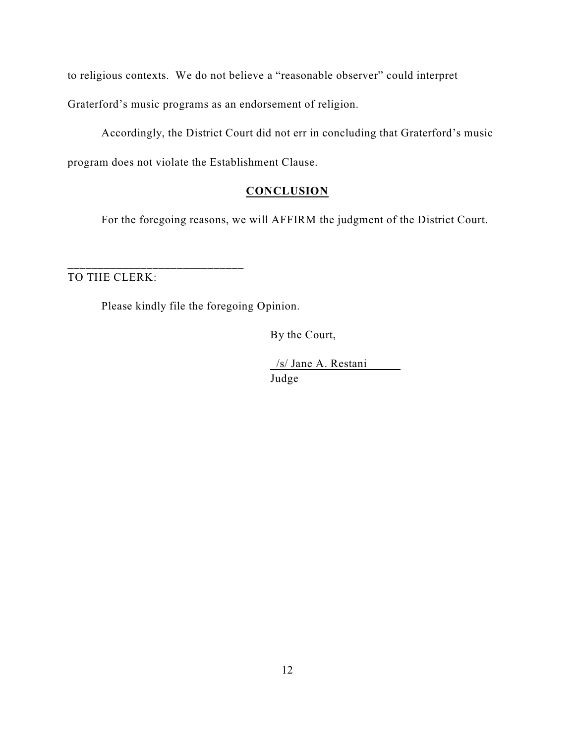to religious contexts. We do not believe a "reasonable observer" could interpret Graterford's music programs as an endorsement of religion.

Accordingly, the District Court did not err in concluding that Graterford's music program does not violate the Establishment Clause.

## **CONCLUSION**

For the foregoing reasons, we will AFFIRM the judgment of the District Court.

______________________________

TO THE CLERK:

Please kindly file the foregoing Opinion.

By the Court,

/s/ Jane A. Restani
Judge